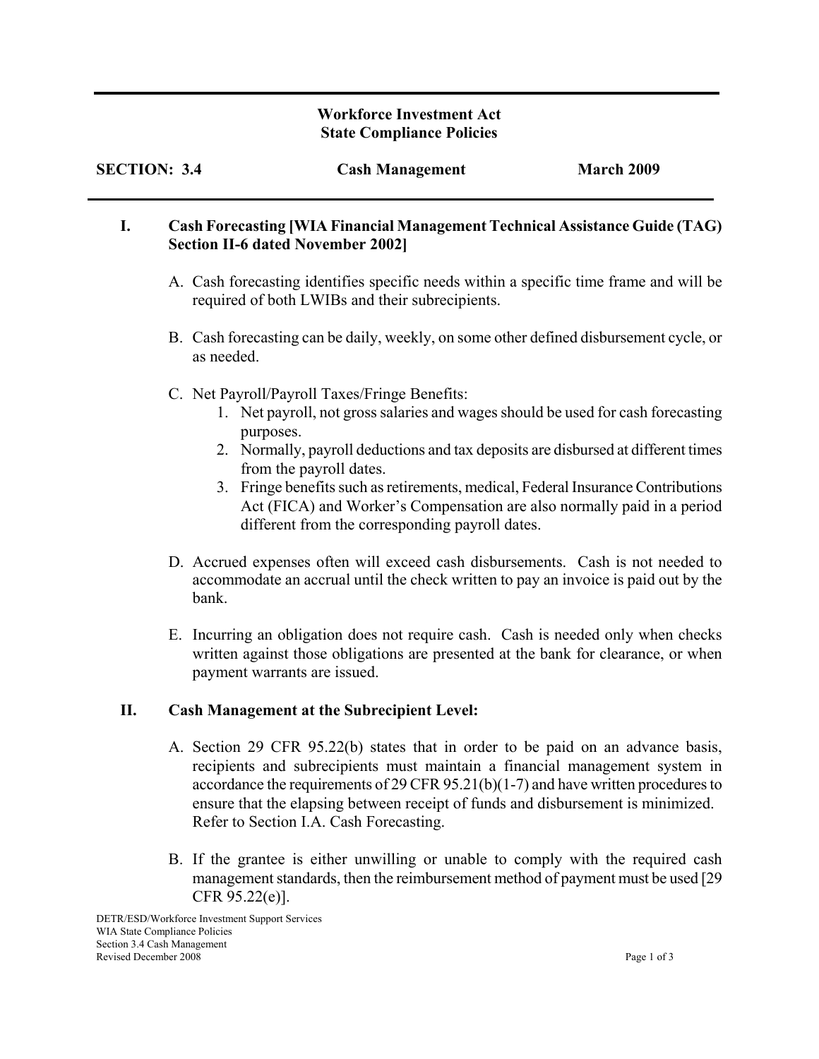**Workforce Investment Act**
**State Compliance Policies**

**SECTION: 3.4** **Cash Management** **March 2009**

## I. Cash Forecasting [WIA Financial Management Technical Assistance Guide (TAG) Section II-6 dated November 2002]

A. Cash forecasting identifies specific needs within a specific time frame and will be required of both LWIBs and their subrecipients.

B. Cash forecasting can be daily, weekly, on some other defined disbursement cycle, or as needed.

C. Net Payroll/Payroll Taxes/Fringe Benefits:
   1. Net payroll, not gross salaries and wages should be used for cash forecasting purposes.
   2. Normally, payroll deductions and tax deposits are disbursed at different times from the payroll dates.
   3. Fringe benefits such as retirements, medical, Federal Insurance Contributions Act (FICA) and Worker's Compensation are also normally paid in a period different from the corresponding payroll dates.

D. Accrued expenses often will exceed cash disbursements. Cash is not needed to accommodate an accrual until the check written to pay an invoice is paid out by the bank.

E. Incurring an obligation does not require cash. Cash is needed only when checks written against those obligations are presented at the bank for clearance, or when payment warrants are issued.

## II. Cash Management at the Subrecipient Level:

A. Section 29 CFR 95.22(b) states that in order to be paid on an advance basis, recipients and subrecipients must maintain a financial management system in accordance the requirements of 29 CFR 95.21(b)(1-7) and have written procedures to ensure that the elapsing between receipt of funds and disbursement is minimized. Refer to Section I.A. Cash Forecasting.

B. If the grantee is either unwilling or unable to comply with the required cash management standards, then the reimbursement method of payment must be used [29 CFR 95.22(e)].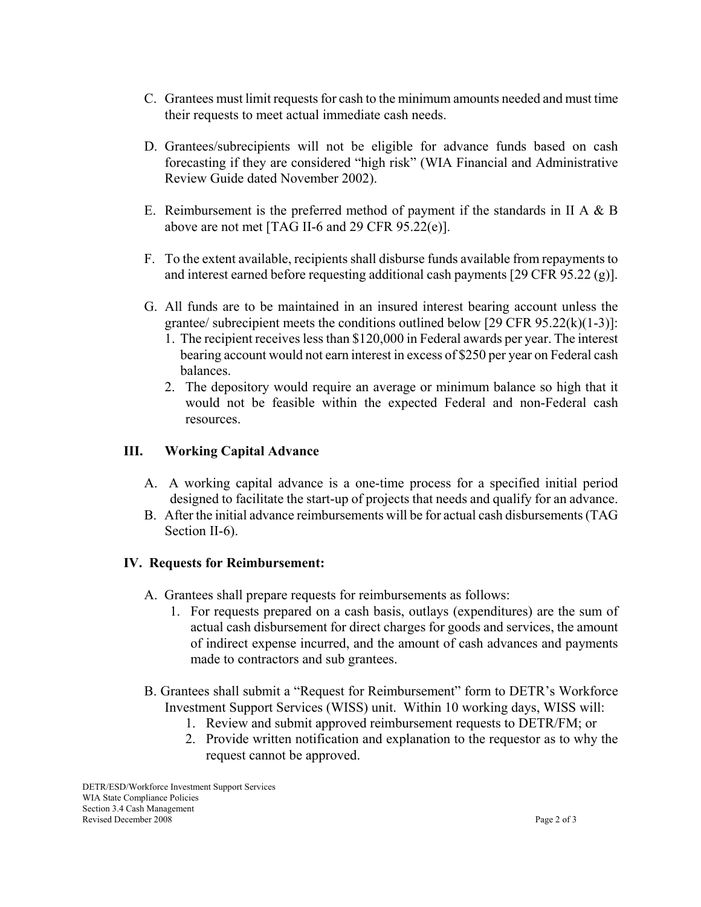C. Grantees must limit requests for cash to the minimum amounts needed and must time their requests to meet actual immediate cash needs.

D. Grantees/subrecipients will not be eligible for advance funds based on cash forecasting if they are considered "high risk" (WIA Financial and Administrative Review Guide dated November 2002).

E. Reimbursement is the preferred method of payment if the standards in II A & B above are not met [TAG II-6 and 29 CFR 95.22(e)].

F. To the extent available, recipients shall disburse funds available from repayments to and interest earned before requesting additional cash payments [29 CFR 95.22 (g)].

G. All funds are to be maintained in an insured interest bearing account unless the grantee/ subrecipient meets the conditions outlined below [29 CFR 95.22(k)(1-3)]:
   1. The recipient receives less than $120,000 in Federal awards per year. The interest bearing account would not earn interest in excess of $250 per year on Federal cash balances.
   2. The depository would require an average or minimum balance so high that it would not be feasible within the expected Federal and non-Federal cash resources.

## III. Working Capital Advance

A. A working capital advance is a one-time process for a specified initial period designed to facilitate the start-up of projects that needs and qualify for an advance.

B. After the initial advance reimbursements will be for actual cash disbursements (TAG Section II-6).

## IV. Requests for Reimbursement:

A. Grantees shall prepare requests for reimbursements as follows:
   1. For requests prepared on a cash basis, outlays (expenditures) are the sum of actual cash disbursement for direct charges for goods and services, the amount of indirect expense incurred, and the amount of cash advances and payments made to contractors and sub grantees.

B. Grantees shall submit a "Request for Reimbursement" form to DETR's Workforce Investment Support Services (WISS) unit. Within 10 working days, WISS will:
   1. Review and submit approved reimbursement requests to DETR/FM; or
   2. Provide written notification and explanation to the requestor as to why the request cannot be approved.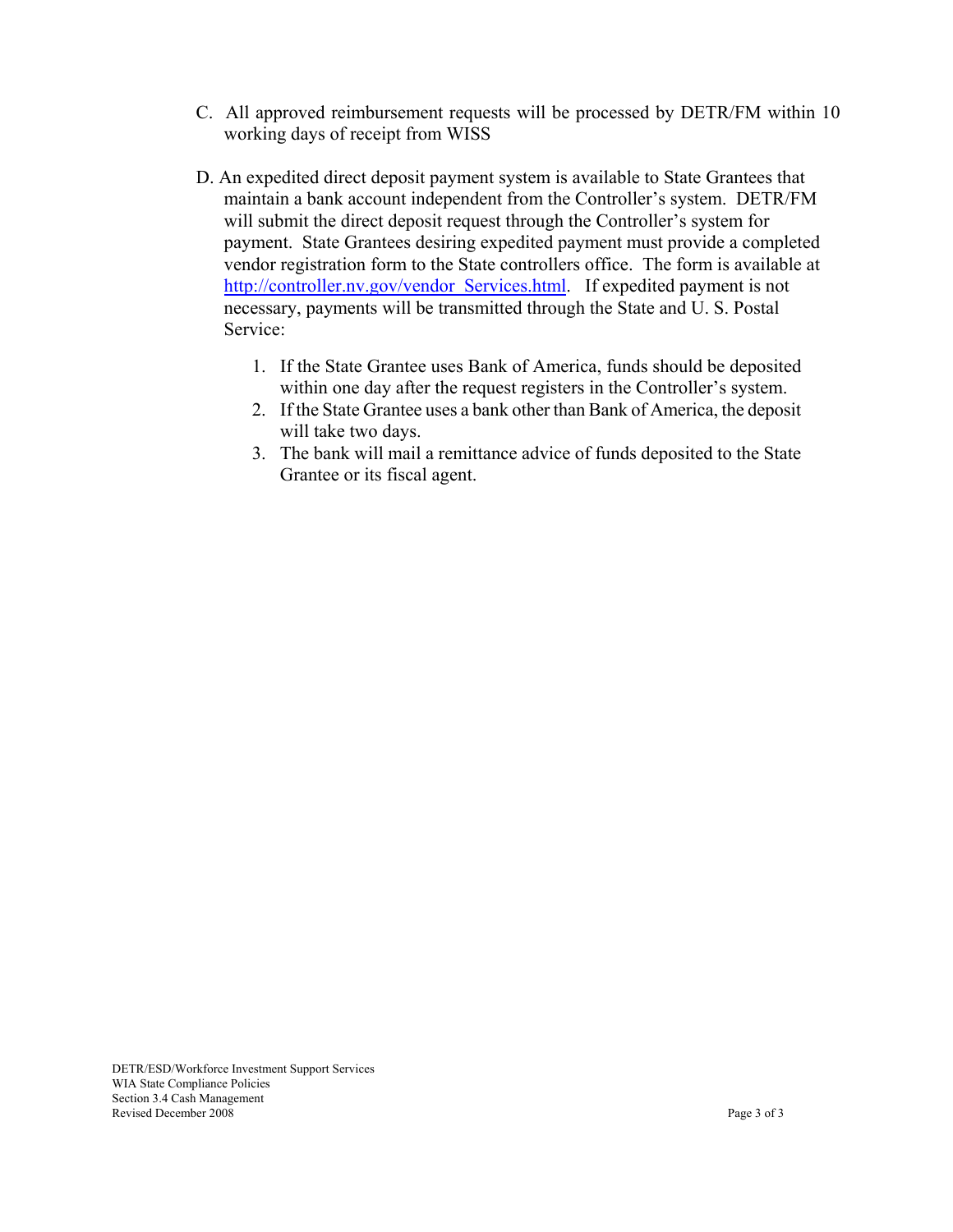C. All approved reimbursement requests will be processed by DETR/FM within 10 working days of receipt from WISS

D. An expedited direct deposit payment system is available to State Grantees that maintain a bank account independent from the Controller's system. DETR/FM will submit the direct deposit request through the Controller's system for payment. State Grantees desiring expedited payment must provide a completed vendor registration form to the State controllers office. The form is available at [http://controller.nv.gov/vendor_Services.html](http://controller.nv.gov/vendor_Services.html). If expedited payment is not necessary, payments will be transmitted through the State and U. S. Postal Service:

   1. If the State Grantee uses Bank of America, funds should be deposited within one day after the request registers in the Controller's system.
   2. If the State Grantee uses a bank other than Bank of America, the deposit will take two days.
   3. The bank will mail a remittance advice of funds deposited to the State Grantee or its fiscal agent.